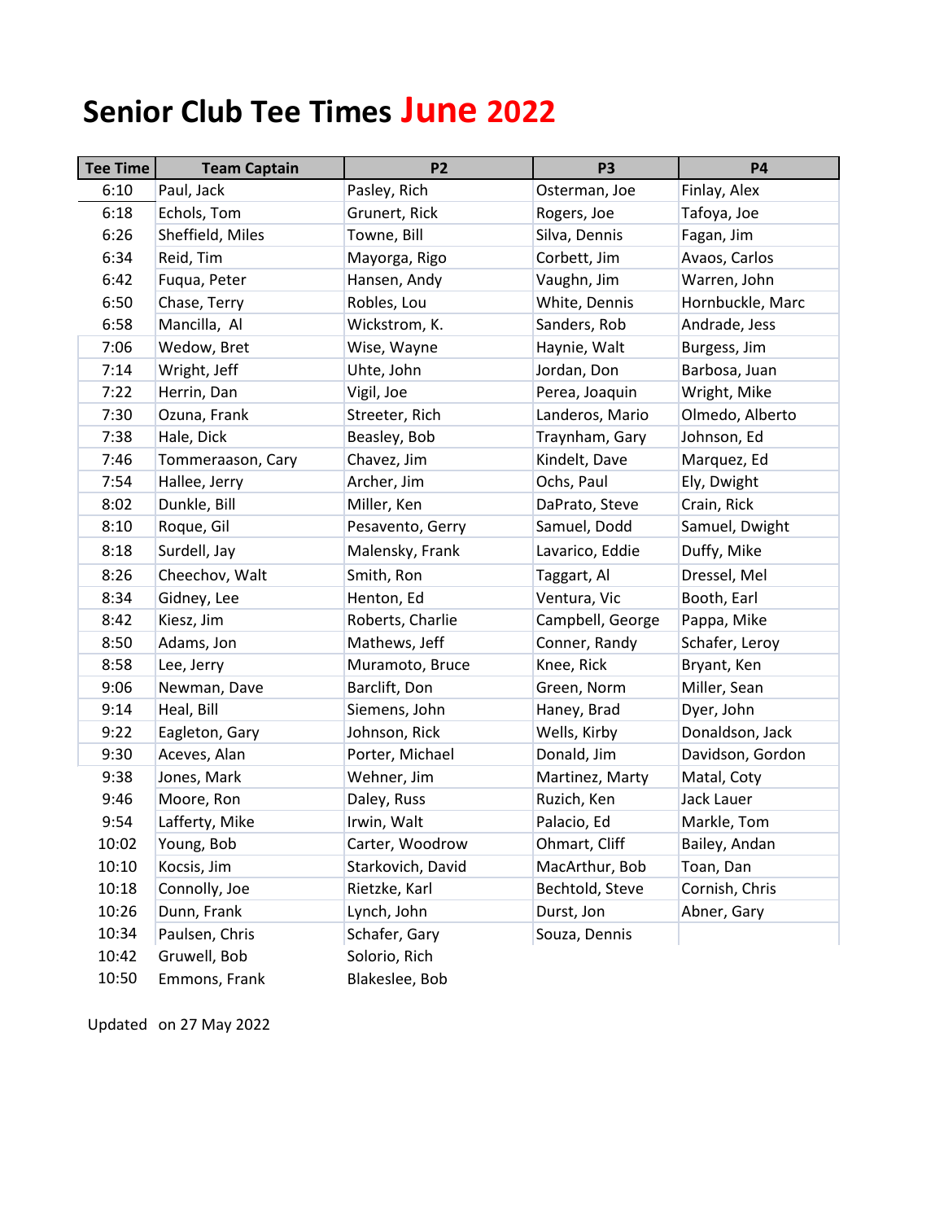# Senior Club Tee Times June 2022

| Tee Time | Team Captain | P2 | P3 | P4 |
|---|---|---|---|---|
| 6:10 | Paul, Jack | Pasley, Rich | Osterman, Joe | Finlay, Alex |
| 6:18 | Echols, Tom | Grunert, Rick | Rogers, Joe | Tafoya, Joe |
| 6:26 | Sheffield, Miles | Towne, Bill | Silva, Dennis | Fagan, Jim |
| 6:34 | Reid, Tim | Mayorga, Rigo | Corbett, Jim | Avaos, Carlos |
| 6:42 | Fuqua, Peter | Hansen, Andy | Vaughn, Jim | Warren, John |
| 6:50 | Chase, Terry | Robles, Lou | White, Dennis | Hornbuckle, Marc |
| 6:58 | Mancilla, Al | Wickstrom, K. | Sanders, Rob | Andrade, Jess |
| 7:06 | Wedow, Bret | Wise, Wayne | Haynie, Walt | Burgess, Jim |
| 7:14 | Wright, Jeff | Uhte, John | Jordan, Don | Barbosa, Juan |
| 7:22 | Herrin, Dan | Vigil, Joe | Perea, Joaquin | Wright, Mike |
| 7:30 | Ozuna, Frank | Streeter, Rich | Landeros, Mario | Olmedo, Alberto |
| 7:38 | Hale, Dick | Beasley, Bob | Traynham, Gary | Johnson, Ed |
| 7:46 | Tommeraason, Cary | Chavez, Jim | Kindelt, Dave | Marquez, Ed |
| 7:54 | Hallee, Jerry | Archer, Jim | Ochs, Paul | Ely, Dwight |
| 8:02 | Dunkle, Bill | Miller, Ken | DaPrato, Steve | Crain, Rick |
| 8:10 | Roque, Gil | Pesavento, Gerry | Samuel, Dodd | Samuel, Dwight |
| 8:18 | Surdell, Jay | Malensky, Frank | Lavarico, Eddie | Duffy, Mike |
| 8:26 | Cheechov, Walt | Smith, Ron | Taggart, Al | Dressel, Mel |
| 8:34 | Gidney, Lee | Henton, Ed | Ventura, Vic | Booth, Earl |
| 8:42 | Kiesz, Jim | Roberts, Charlie | Campbell, George | Pappa, Mike |
| 8:50 | Adams, Jon | Mathews, Jeff | Conner, Randy | Schafer, Leroy |
| 8:58 | Lee, Jerry | Muramoto, Bruce | Knee, Rick | Bryant, Ken |
| 9:06 | Newman, Dave | Barclift, Don | Green, Norm | Miller, Sean |
| 9:14 | Heal, Bill | Siemens, John | Haney, Brad | Dyer, John |
| 9:22 | Eagleton, Gary | Johnson, Rick | Wells, Kirby | Donaldson, Jack |
| 9:30 | Aceves, Alan | Porter, Michael | Donald, Jim | Davidson, Gordon |
| 9:38 | Jones, Mark | Wehner, Jim | Martinez, Marty | Matal, Coty |
| 9:46 | Moore, Ron | Daley, Russ | Ruzich, Ken | Jack Lauer |
| 9:54 | Lafferty, Mike | Irwin, Walt | Palacio, Ed | Markle, Tom |
| 10:02 | Young, Bob | Carter, Woodrow | Ohmart, Cliff | Bailey, Andan |
| 10:10 | Kocsis, Jim | Starkovich, David | MacArthur, Bob | Toan, Dan |
| 10:18 | Connolly, Joe | Rietzke, Karl | Bechtold, Steve | Cornish, Chris |
| 10:26 | Dunn, Frank | Lynch, John | Durst, Jon | Abner, Gary |
| 10:34 | Paulsen, Chris | Schafer, Gary | Souza, Dennis | |
| 10:42 | Gruwell, Bob | Solorio, Rich | | |
| 10:50 | Emmons, Frank | Blakeslee, Bob | | |

Updated on 27 May 2022